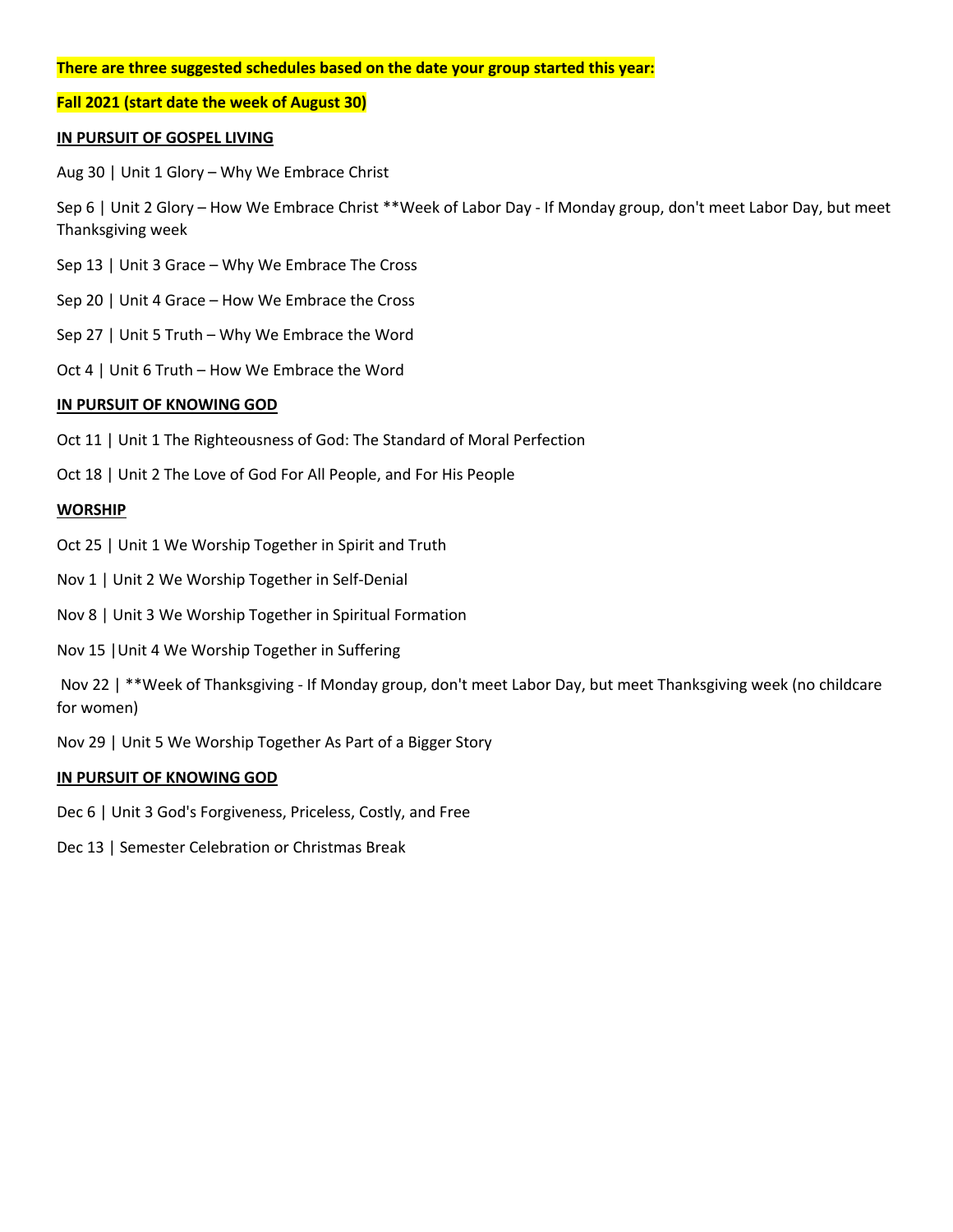**There are three suggested schedules based on the date your group started this year:**

**Fall 2021 (start date the week of August 30)**

**IN PURSUIT OF GOSPEL LIVING**

Aug 30 | Unit 1 Glory – Why We Embrace Christ

Sep 6 | Unit 2 Glory – How We Embrace Christ **Week of Labor Day - If Monday group, don't meet Labor Day, but meet Thanksgiving week

Sep 13 | Unit 3 Grace – Why We Embrace The Cross

Sep 20 | Unit 4 Grace – How We Embrace the Cross

Sep 27 | Unit 5 Truth – Why We Embrace the Word

Oct 4 | Unit 6 Truth – How We Embrace the Word

**IN PURSUIT OF KNOWING GOD**

Oct 11 | Unit 1 The Righteousness of God: The Standard of Moral Perfection

Oct 18 | Unit 2 The Love of God For All People, and For His People

**WORSHIP**

Oct 25 | Unit 1 We Worship Together in Spirit and Truth

Nov 1 | Unit 2 We Worship Together in Self-Denial

Nov 8 | Unit 3 We Worship Together in Spiritual Formation

Nov 15 |Unit 4 We Worship Together in Suffering

Nov 22 | **Week of Thanksgiving - If Monday group, don't meet Labor Day, but meet Thanksgiving week (no childcare for women)

Nov 29 | Unit 5 We Worship Together As Part of a Bigger Story

**IN PURSUIT OF KNOWING GOD**

Dec 6 | Unit 3 God's Forgiveness, Priceless, Costly, and Free

Dec 13 | Semester Celebration or Christmas Break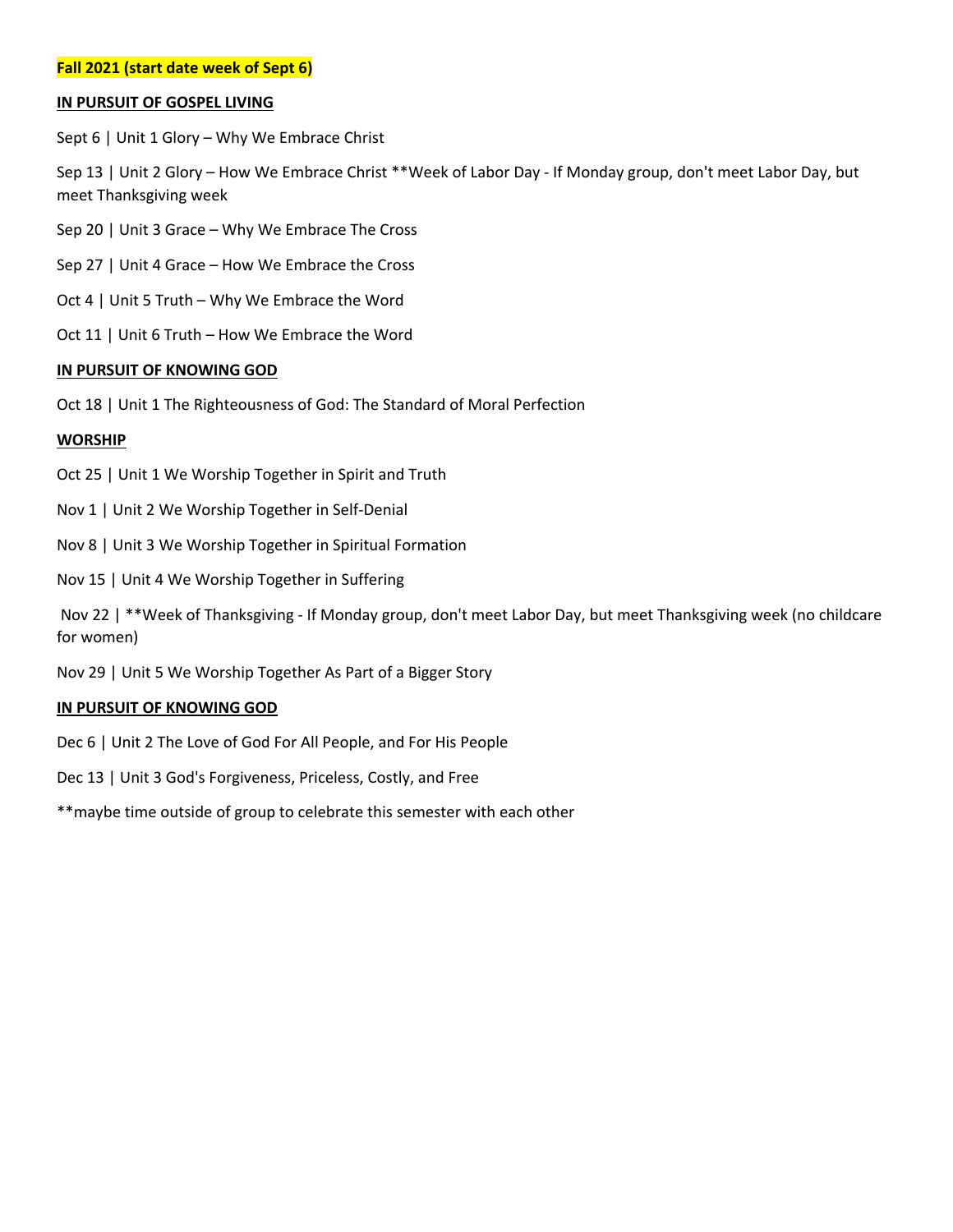**Fall 2021 (start date week of Sept 6)**

**IN PURSUIT OF GOSPEL LIVING**

Sept 6 | Unit 1 Glory – Why We Embrace Christ

Sep 13 | Unit 2 Glory – How We Embrace Christ **Week of Labor Day - If Monday group, don't meet Labor Day, but meet Thanksgiving week

Sep 20 | Unit 3 Grace – Why We Embrace The Cross

Sep 27 | Unit 4 Grace – How We Embrace the Cross

Oct 4 | Unit 5 Truth – Why We Embrace the Word

Oct 11 | Unit 6 Truth – How We Embrace the Word

**IN PURSUIT OF KNOWING GOD**

Oct 18 | Unit 1 The Righteousness of God: The Standard of Moral Perfection

**WORSHIP**

Oct 25 | Unit 1 We Worship Together in Spirit and Truth

Nov 1 | Unit 2 We Worship Together in Self-Denial

Nov 8 | Unit 3 We Worship Together in Spiritual Formation

Nov 15 | Unit 4 We Worship Together in Suffering

Nov 22 | **Week of Thanksgiving - If Monday group, don't meet Labor Day, but meet Thanksgiving week (no childcare for women)

Nov 29 | Unit 5 We Worship Together As Part of a Bigger Story

**IN PURSUIT OF KNOWING GOD**

Dec 6 | Unit 2 The Love of God For All People, and For His People

Dec 13 | Unit 3 God's Forgiveness, Priceless, Costly, and Free

**maybe time outside of group to celebrate this semester with each other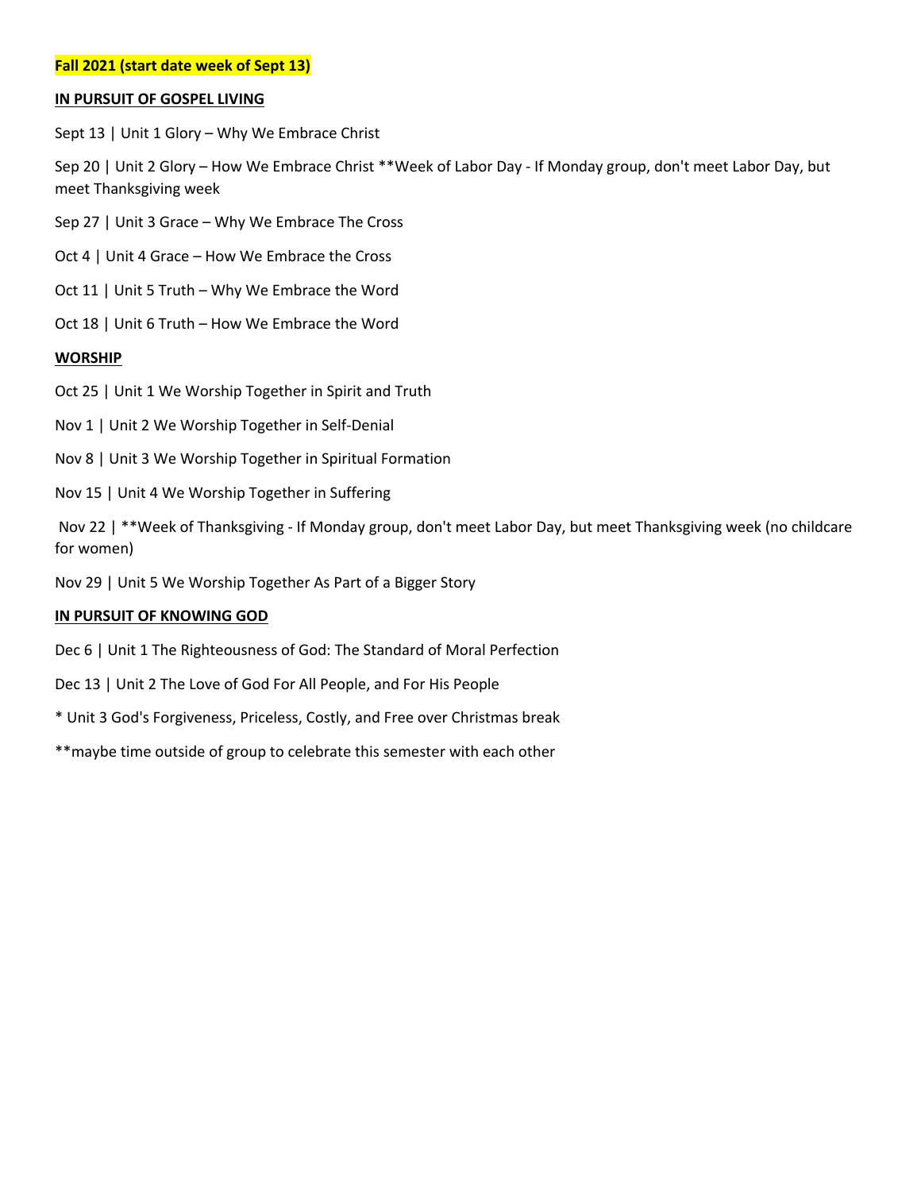**Fall 2021 (start date week of Sept 13)**

**IN PURSUIT OF GOSPEL LIVING**

Sept 13 | Unit 1 Glory – Why We Embrace Christ

Sep 20 | Unit 2 Glory – How We Embrace Christ **Week of Labor Day - If Monday group, don't meet Labor Day, but meet Thanksgiving week

Sep 27 | Unit 3 Grace – Why We Embrace The Cross

Oct 4 | Unit 4 Grace – How We Embrace the Cross

Oct 11 | Unit 5 Truth – Why We Embrace the Word

Oct 18 | Unit 6 Truth – How We Embrace the Word

**WORSHIP**

Oct 25 | Unit 1 We Worship Together in Spirit and Truth

Nov 1 | Unit 2 We Worship Together in Self-Denial

Nov 8 | Unit 3 We Worship Together in Spiritual Formation

Nov 15 | Unit 4 We Worship Together in Suffering

Nov 22 | **Week of Thanksgiving - If Monday group, don't meet Labor Day, but meet Thanksgiving week (no childcare for women)

Nov 29 | Unit 5 We Worship Together As Part of a Bigger Story

**IN PURSUIT OF KNOWING GOD**

Dec 6 | Unit 1 The Righteousness of God: The Standard of Moral Perfection

Dec 13 | Unit 2 The Love of God For All People, and For His People

* Unit 3 God's Forgiveness, Priceless, Costly, and Free over Christmas break

**maybe time outside of group to celebrate this semester with each other